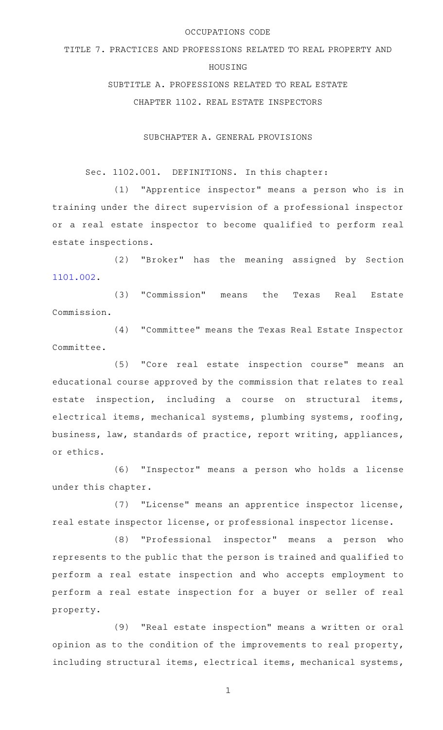# OCCUPATIONS CODE

## TITLE 7. PRACTICES AND PROFESSIONS RELATED TO REAL PROPERTY AND HOUSING

## SUBTITLE A. PROFESSIONS RELATED TO REAL ESTATE

## CHAPTER 1102. REAL ESTATE INSPECTORS

### SUBCHAPTER A. GENERAL PROVISIONS

Sec. 1102.001. DEFINITIONS. In this chapter:

(1) "Apprentice inspector" means a person who is in training under the direct supervision of a professional inspector or a real estate inspector to become qualified to perform real estate inspections.

(2) "Broker" has the meaning assigned by Section 1101.002.

(3) "Commission" means the Texas Real Estate Commission.

(4) "Committee" means the Texas Real Estate Inspector Committee.

(5) "Core real estate inspection course" means an educational course approved by the commission that relates to real estate inspection, including a course on structural items, electrical items, mechanical systems, plumbing systems, roofing, business, law, standards of practice, report writing, appliances, or ethics.

(6) "Inspector" means a person who holds a license under this chapter.

(7) "License" means an apprentice inspector license, real estate inspector license, or professional inspector license.

(8) "Professional inspector" means a person who represents to the public that the person is trained and qualified to perform a real estate inspection and who accepts employment to perform a real estate inspection for a buyer or seller of real property.

(9) "Real estate inspection" means a written or oral opinion as to the condition of the improvements to real property, including structural items, electrical items, mechanical systems,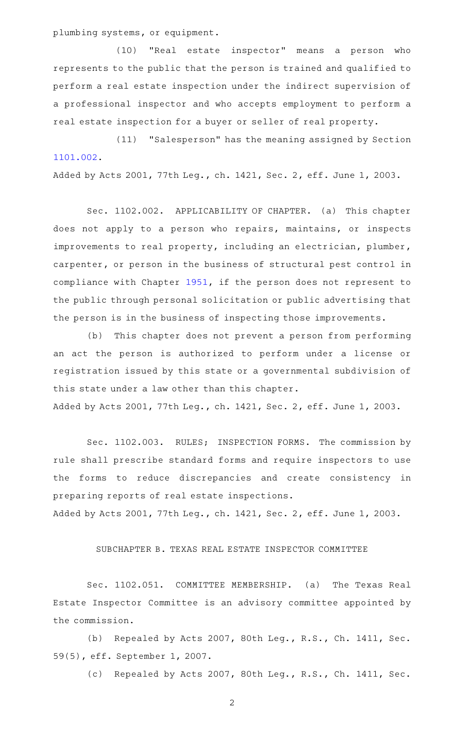plumbing systems, or equipment.

(10) "Real estate inspector" means a person who represents to the public that the person is trained and qualified to perform a real estate inspection under the indirect supervision of a professional inspector and who accepts employment to perform a real estate inspection for a buyer or seller of real property.

(11) "Salesperson" has the meaning assigned by Section 1101.002.

Added by Acts 2001, 77th Leg., ch. 1421, Sec. 2, eff. June 1, 2003.

Sec. 1102.002. APPLICABILITY OF CHAPTER. (a) This chapter does not apply to a person who repairs, maintains, or inspects improvements to real property, including an electrician, plumber, carpenter, or person in the business of structural pest control in compliance with Chapter 1951, if the person does not represent to the public through personal solicitation or public advertising that the person is in the business of inspecting those improvements.

(b) This chapter does not prevent a person from performing an act the person is authorized to perform under a license or registration issued by this state or a governmental subdivision of this state under a law other than this chapter.

Added by Acts 2001, 77th Leg., ch. 1421, Sec. 2, eff. June 1, 2003.

Sec. 1102.003. RULES; INSPECTION FORMS. The commission by rule shall prescribe standard forms and require inspectors to use the forms to reduce discrepancies and create consistency in preparing reports of real estate inspections.

Added by Acts 2001, 77th Leg., ch. 1421, Sec. 2, eff. June 1, 2003.

## SUBCHAPTER B. TEXAS REAL ESTATE INSPECTOR COMMITTEE

Sec. 1102.051. COMMITTEE MEMBERSHIP. (a) The Texas Real Estate Inspector Committee is an advisory committee appointed by the commission.

(b) Repealed by Acts 2007, 80th Leg., R.S., Ch. 1411, Sec. 59(5), eff. September 1, 2007.

(c) Repealed by Acts 2007, 80th Leg., R.S., Ch. 1411, Sec.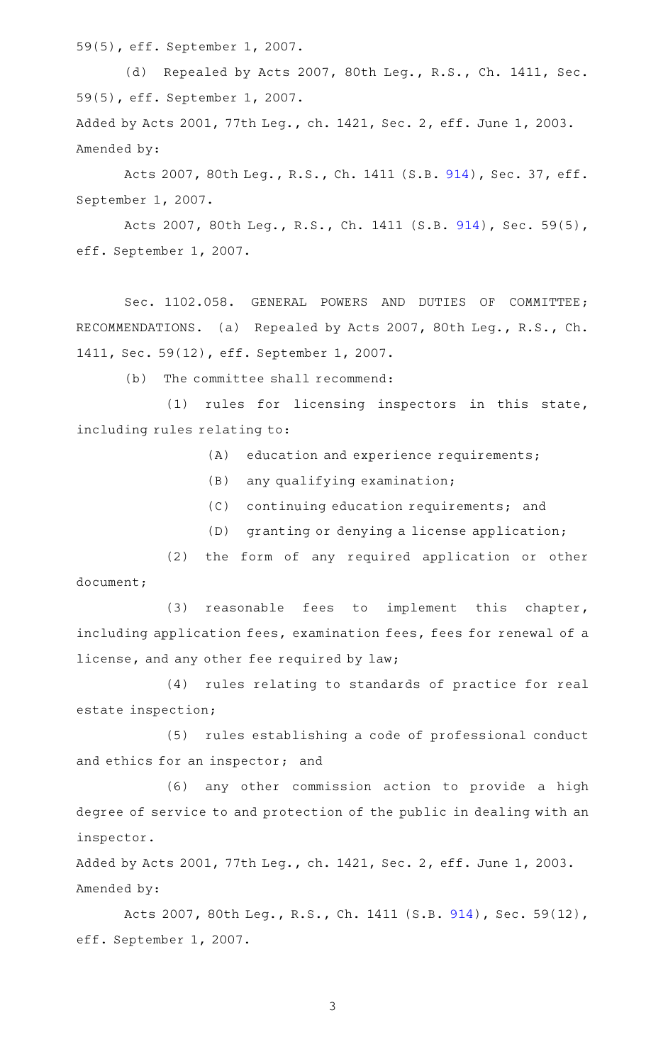59(5), eff. September 1, 2007.

(d) Repealed by Acts 2007, 80th Leg., R.S., Ch. 1411, Sec. 59(5), eff. September 1, 2007.

Added by Acts 2001, 77th Leg., ch. 1421, Sec. 2, eff. June 1, 2003.
Amended by:

Acts 2007, 80th Leg., R.S., Ch. 1411 (S.B. 914), Sec. 37, eff. September 1, 2007.

Acts 2007, 80th Leg., R.S., Ch. 1411 (S.B. 914), Sec. 59(5), eff. September 1, 2007.

Sec. 1102.058. GENERAL POWERS AND DUTIES OF COMMITTEE; RECOMMENDATIONS. (a) Repealed by Acts 2007, 80th Leg., R.S., Ch. 1411, Sec. 59(12), eff. September 1, 2007.

(b) The committee shall recommend:

(1) rules for licensing inspectors in this state, including rules relating to:

(A) education and experience requirements;

(B) any qualifying examination;

(C) continuing education requirements; and

(D) granting or denying a license application;

(2) the form of any required application or other document;

(3) reasonable fees to implement this chapter, including application fees, examination fees, fees for renewal of a license, and any other fee required by law;

(4) rules relating to standards of practice for real estate inspection;

(5) rules establishing a code of professional conduct and ethics for an inspector; and

(6) any other commission action to provide a high degree of service to and protection of the public in dealing with an inspector.

Added by Acts 2001, 77th Leg., ch. 1421, Sec. 2, eff. June 1, 2003.
Amended by:

Acts 2007, 80th Leg., R.S., Ch. 1411 (S.B. 914), Sec. 59(12), eff. September 1, 2007.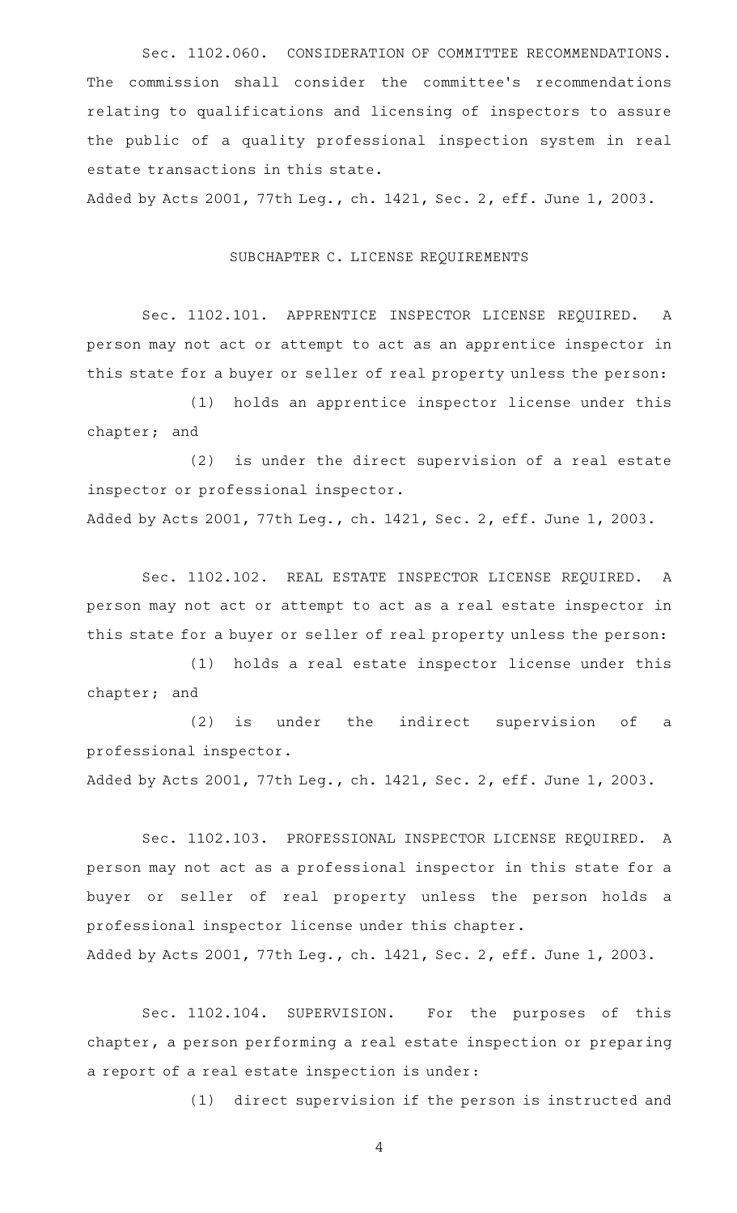Sec. 1102.060. CONSIDERATION OF COMMITTEE RECOMMENDATIONS. The commission shall consider the committee's recommendations relating to qualifications and licensing of inspectors to assure the public of a quality professional inspection system in real estate transactions in this state.

Added by Acts 2001, 77th Leg., ch. 1421, Sec. 2, eff. June 1, 2003.

## SUBCHAPTER C. LICENSE REQUIREMENTS

Sec. 1102.101. APPRENTICE INSPECTOR LICENSE REQUIRED. A person may not act or attempt to act as an apprentice inspector in this state for a buyer or seller of real property unless the person:

(1) holds an apprentice inspector license under this chapter; and

(2) is under the direct supervision of a real estate inspector or professional inspector.

Added by Acts 2001, 77th Leg., ch. 1421, Sec. 2, eff. June 1, 2003.

Sec. 1102.102. REAL ESTATE INSPECTOR LICENSE REQUIRED. A person may not act or attempt to act as a real estate inspector in this state for a buyer or seller of real property unless the person:

(1) holds a real estate inspector license under this chapter; and

(2) is under the indirect supervision of a professional inspector.

Added by Acts 2001, 77th Leg., ch. 1421, Sec. 2, eff. June 1, 2003.

Sec. 1102.103. PROFESSIONAL INSPECTOR LICENSE REQUIRED. A person may not act as a professional inspector in this state for a buyer or seller of real property unless the person holds a professional inspector license under this chapter.

Added by Acts 2001, 77th Leg., ch. 1421, Sec. 2, eff. June 1, 2003.

Sec. 1102.104. SUPERVISION. For the purposes of this chapter, a person performing a real estate inspection or preparing a report of a real estate inspection is under:

(1) direct supervision if the person is instructed and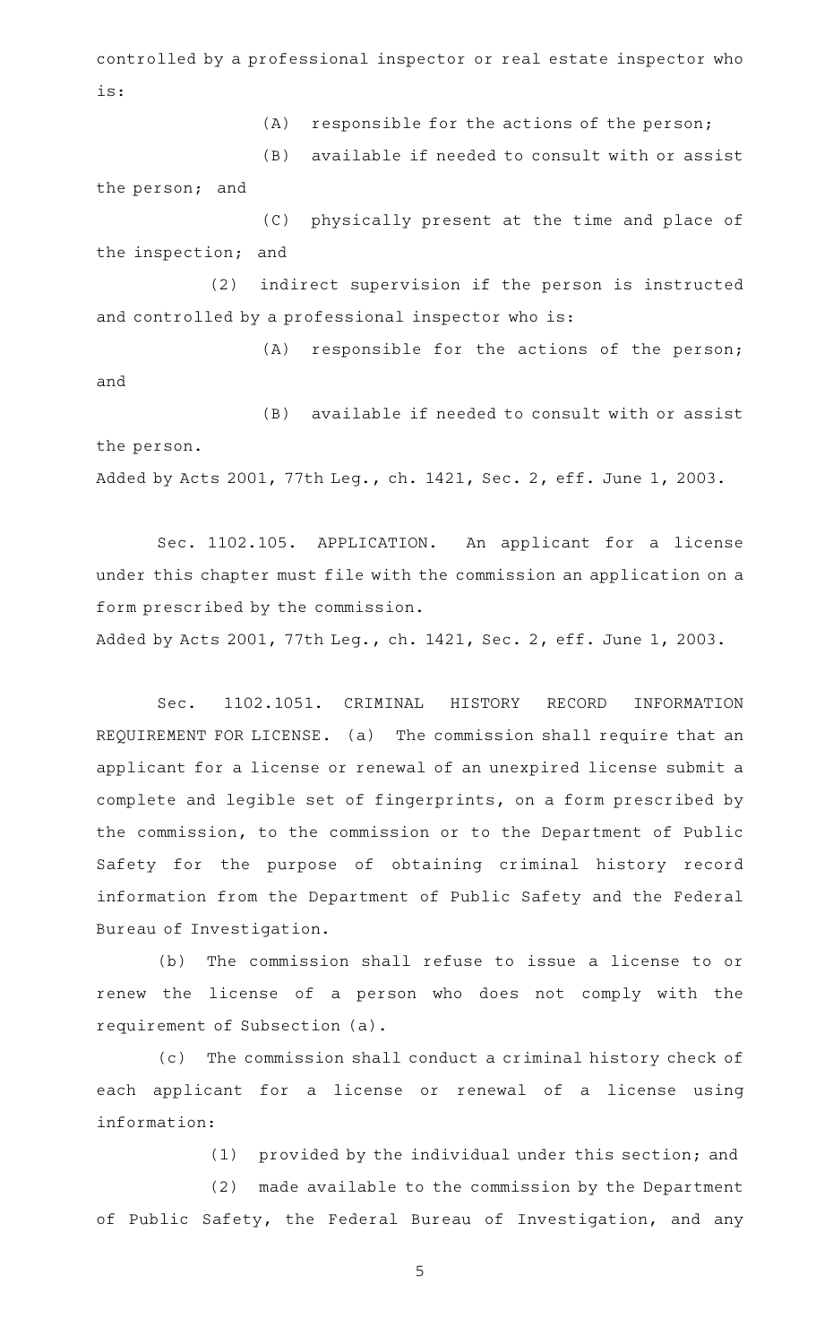controlled by a professional inspector or real estate inspector who is:

(A) responsible for the actions of the person;

(B) available if needed to consult with or assist the person; and

(C) physically present at the time and place of the inspection; and

(2) indirect supervision if the person is instructed and controlled by a professional inspector who is:

(A) responsible for the actions of the person; and

(B) available if needed to consult with or assist the person.

Added by Acts 2001, 77th Leg., ch. 1421, Sec. 2, eff. June 1, 2003.

Sec. 1102.105. APPLICATION. An applicant for a license under this chapter must file with the commission an application on a form prescribed by the commission.

Added by Acts 2001, 77th Leg., ch. 1421, Sec. 2, eff. June 1, 2003.

Sec. 1102.1051. CRIMINAL HISTORY RECORD INFORMATION REQUIREMENT FOR LICENSE. (a) The commission shall require that an applicant for a license or renewal of an unexpired license submit a complete and legible set of fingerprints, on a form prescribed by the commission, to the commission or to the Department of Public Safety for the purpose of obtaining criminal history record information from the Department of Public Safety and the Federal Bureau of Investigation.

(b) The commission shall refuse to issue a license to or renew the license of a person who does not comply with the requirement of Subsection (a).

(c) The commission shall conduct a criminal history check of each applicant for a license or renewal of a license using information:

(1) provided by the individual under this section; and

(2) made available to the commission by the Department of Public Safety, the Federal Bureau of Investigation, and any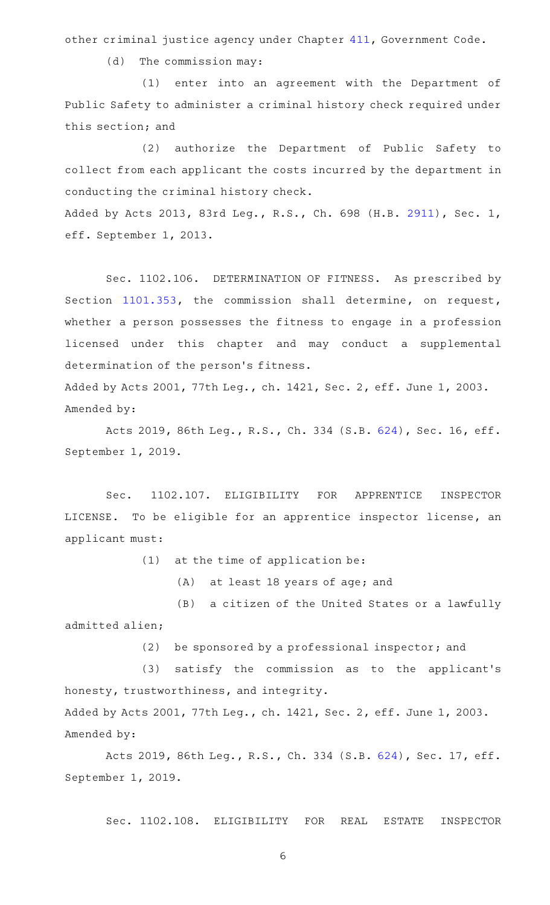other criminal justice agency under Chapter 411, Government Code.

(d) The commission may:

(1) enter into an agreement with the Department of Public Safety to administer a criminal history check required under this section; and

(2) authorize the Department of Public Safety to collect from each applicant the costs incurred by the department in conducting the criminal history check.

Added by Acts 2013, 83rd Leg., R.S., Ch. 698 (H.B. 2911), Sec. 1, eff. September 1, 2013.

Sec. 1102.106. DETERMINATION OF FITNESS. As prescribed by Section 1101.353, the commission shall determine, on request, whether a person possesses the fitness to engage in a profession licensed under this chapter and may conduct a supplemental determination of the person's fitness.

Added by Acts 2001, 77th Leg., ch. 1421, Sec. 2, eff. June 1, 2003.
Amended by:

Acts 2019, 86th Leg., R.S., Ch. 334 (S.B. 624), Sec. 16, eff. September 1, 2019.

Sec. 1102.107. ELIGIBILITY FOR APPRENTICE INSPECTOR LICENSE. To be eligible for an apprentice inspector license, an applicant must:

(1) at the time of application be:

(A) at least 18 years of age; and

(B) a citizen of the United States or a lawfully admitted alien;

(2) be sponsored by a professional inspector; and

(3) satisfy the commission as to the applicant's honesty, trustworthiness, and integrity.

Added by Acts 2001, 77th Leg., ch. 1421, Sec. 2, eff. June 1, 2003.
Amended by:

Acts 2019, 86th Leg., R.S., Ch. 334 (S.B. 624), Sec. 17, eff. September 1, 2019.

Sec. 1102.108. ELIGIBILITY FOR REAL ESTATE INSPECTOR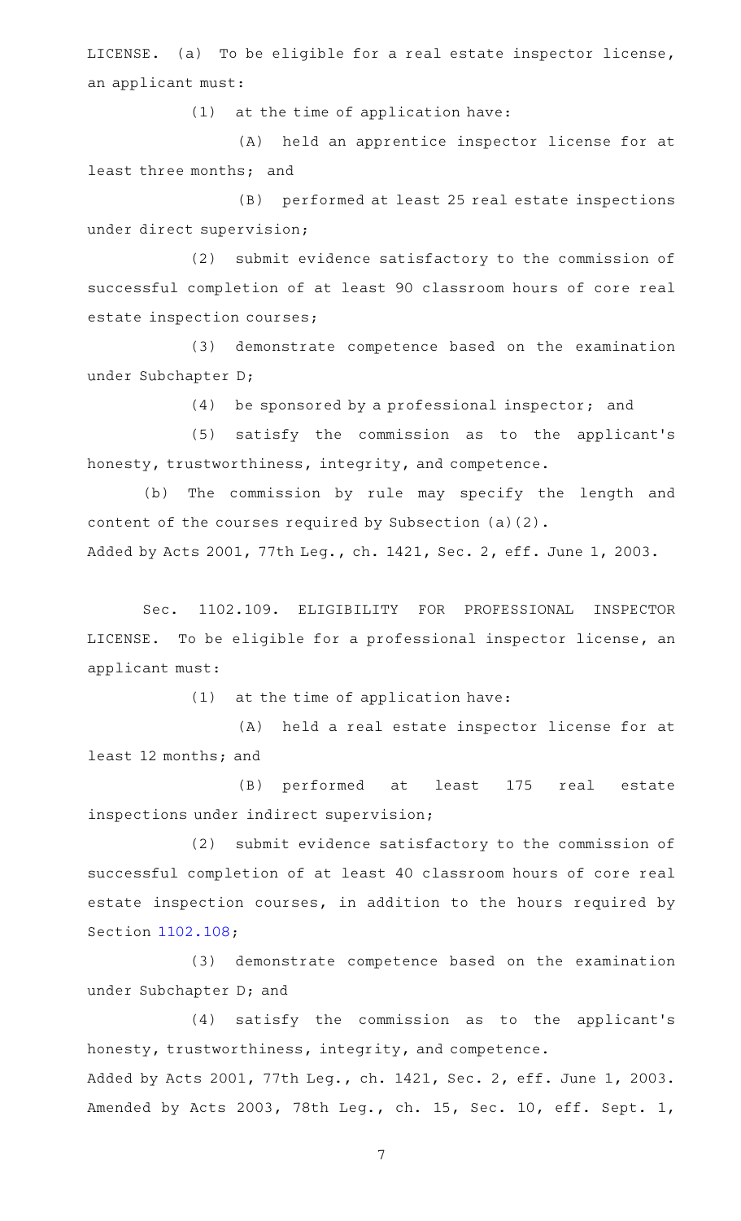LICENSE. (a) To be eligible for a real estate inspector license, an applicant must:

(1) at the time of application have:

(A) held an apprentice inspector license for at least three months; and

(B) performed at least 25 real estate inspections under direct supervision;

(2) submit evidence satisfactory to the commission of successful completion of at least 90 classroom hours of core real estate inspection courses;

(3) demonstrate competence based on the examination under Subchapter D;

(4) be sponsored by a professional inspector; and

(5) satisfy the commission as to the applicant's honesty, trustworthiness, integrity, and competence.

(b) The commission by rule may specify the length and content of the courses required by Subsection (a)(2).

Added by Acts 2001, 77th Leg., ch. 1421, Sec. 2, eff. June 1, 2003.

Sec. 1102.109. ELIGIBILITY FOR PROFESSIONAL INSPECTOR LICENSE. To be eligible for a professional inspector license, an applicant must:

(1) at the time of application have:

(A) held a real estate inspector license for at least 12 months; and

(B) performed at least 175 real estate inspections under indirect supervision;

(2) submit evidence satisfactory to the commission of successful completion of at least 40 classroom hours of core real estate inspection courses, in addition to the hours required by Section 1102.108;

(3) demonstrate competence based on the examination under Subchapter D; and

(4) satisfy the commission as to the applicant's honesty, trustworthiness, integrity, and competence.

Added by Acts 2001, 77th Leg., ch. 1421, Sec. 2, eff. June 1, 2003.
Amended by Acts 2003, 78th Leg., ch. 15, Sec. 10, eff. Sept. 1,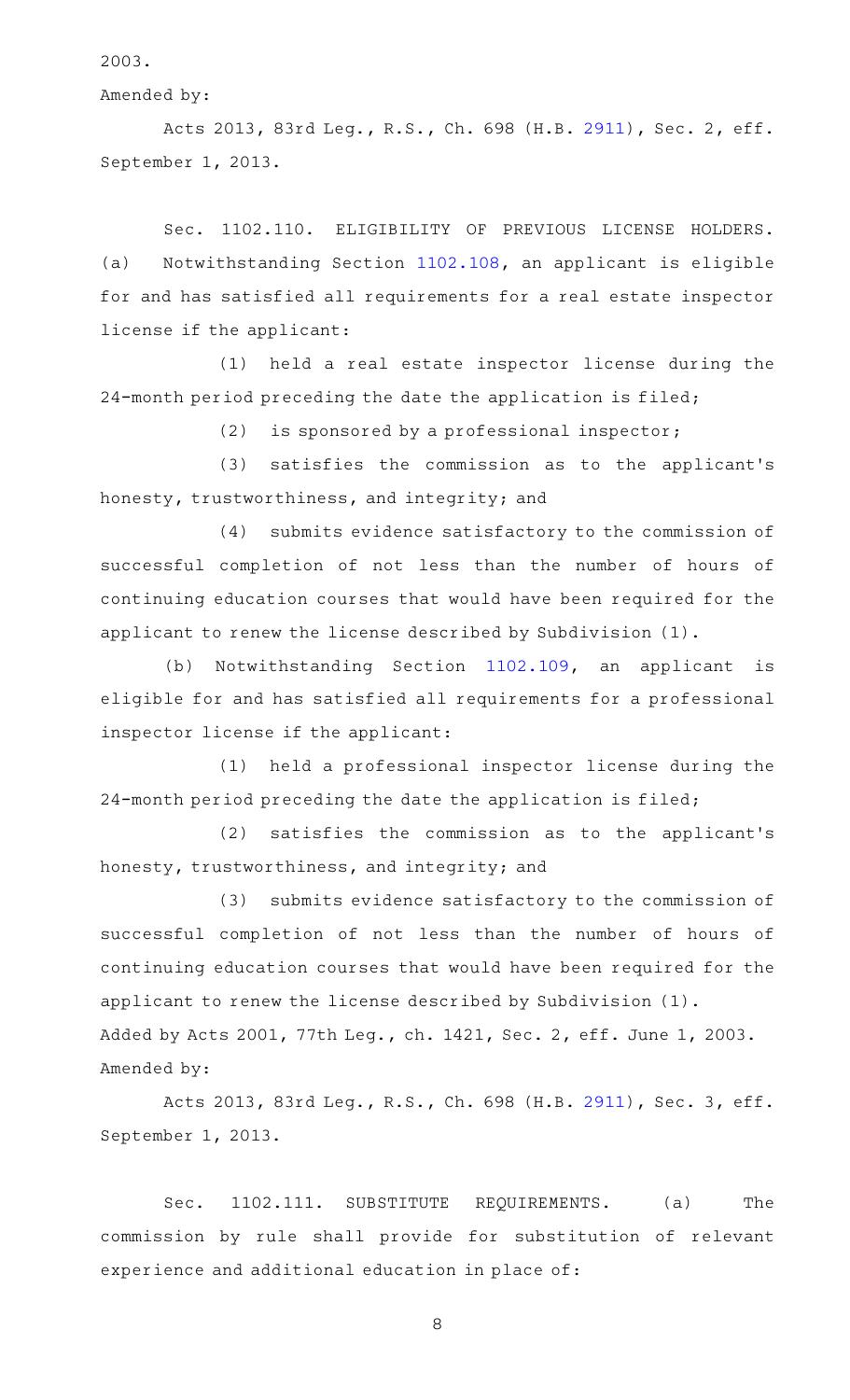2003.

Amended by:

Acts 2013, 83rd Leg., R.S., Ch. 698 (H.B. 2911), Sec. 2, eff. September 1, 2013.

Sec. 1102.110. ELIGIBILITY OF PREVIOUS LICENSE HOLDERS. (a) Notwithstanding Section 1102.108, an applicant is eligible for and has satisfied all requirements for a real estate inspector license if the applicant:

(1) held a real estate inspector license during the 24-month period preceding the date the application is filed;

(2) is sponsored by a professional inspector;

(3) satisfies the commission as to the applicant's honesty, trustworthiness, and integrity; and

(4) submits evidence satisfactory to the commission of successful completion of not less than the number of hours of continuing education courses that would have been required for the applicant to renew the license described by Subdivision (1).

(b) Notwithstanding Section 1102.109, an applicant is eligible for and has satisfied all requirements for a professional inspector license if the applicant:

(1) held a professional inspector license during the 24-month period preceding the date the application is filed;

(2) satisfies the commission as to the applicant's honesty, trustworthiness, and integrity; and

(3) submits evidence satisfactory to the commission of successful completion of not less than the number of hours of continuing education courses that would have been required for the applicant to renew the license described by Subdivision (1).

Added by Acts 2001, 77th Leg., ch. 1421, Sec. 2, eff. June 1, 2003.

Amended by:

Acts 2013, 83rd Leg., R.S., Ch. 698 (H.B. 2911), Sec. 3, eff. September 1, 2013.

Sec. 1102.111. SUBSTITUTE REQUIREMENTS. (a) The commission by rule shall provide for substitution of relevant experience and additional education in place of: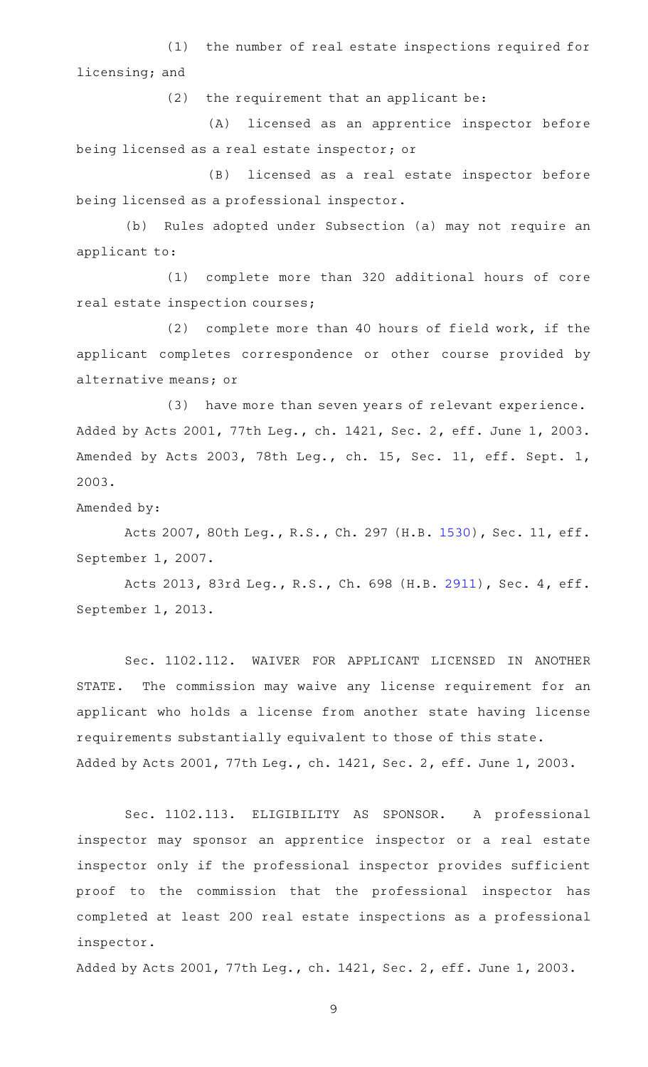(1) the number of real estate inspections required for licensing; and

(2) the requirement that an applicant be:

(A) licensed as an apprentice inspector before being licensed as a real estate inspector; or

(B) licensed as a real estate inspector before being licensed as a professional inspector.

(b) Rules adopted under Subsection (a) may not require an applicant to:

(1) complete more than 320 additional hours of core real estate inspection courses;

(2) complete more than 40 hours of field work, if the applicant completes correspondence or other course provided by alternative means; or

(3) have more than seven years of relevant experience.

Added by Acts 2001, 77th Leg., ch. 1421, Sec. 2, eff. June 1, 2003. Amended by Acts 2003, 78th Leg., ch. 15, Sec. 11, eff. Sept. 1, 2003.

Amended by:

Acts 2007, 80th Leg., R.S., Ch. 297 (H.B. 1530), Sec. 11, eff. September 1, 2007.

Acts 2013, 83rd Leg., R.S., Ch. 698 (H.B. 2911), Sec. 4, eff. September 1, 2013.

Sec. 1102.112. WAIVER FOR APPLICANT LICENSED IN ANOTHER STATE. The commission may waive any license requirement for an applicant who holds a license from another state having license requirements substantially equivalent to those of this state.

Added by Acts 2001, 77th Leg., ch. 1421, Sec. 2, eff. June 1, 2003.

Sec. 1102.113. ELIGIBILITY AS SPONSOR. A professional inspector may sponsor an apprentice inspector or a real estate inspector only if the professional inspector provides sufficient proof to the commission that the professional inspector has completed at least 200 real estate inspections as a professional inspector.

Added by Acts 2001, 77th Leg., ch. 1421, Sec. 2, eff. June 1, 2003.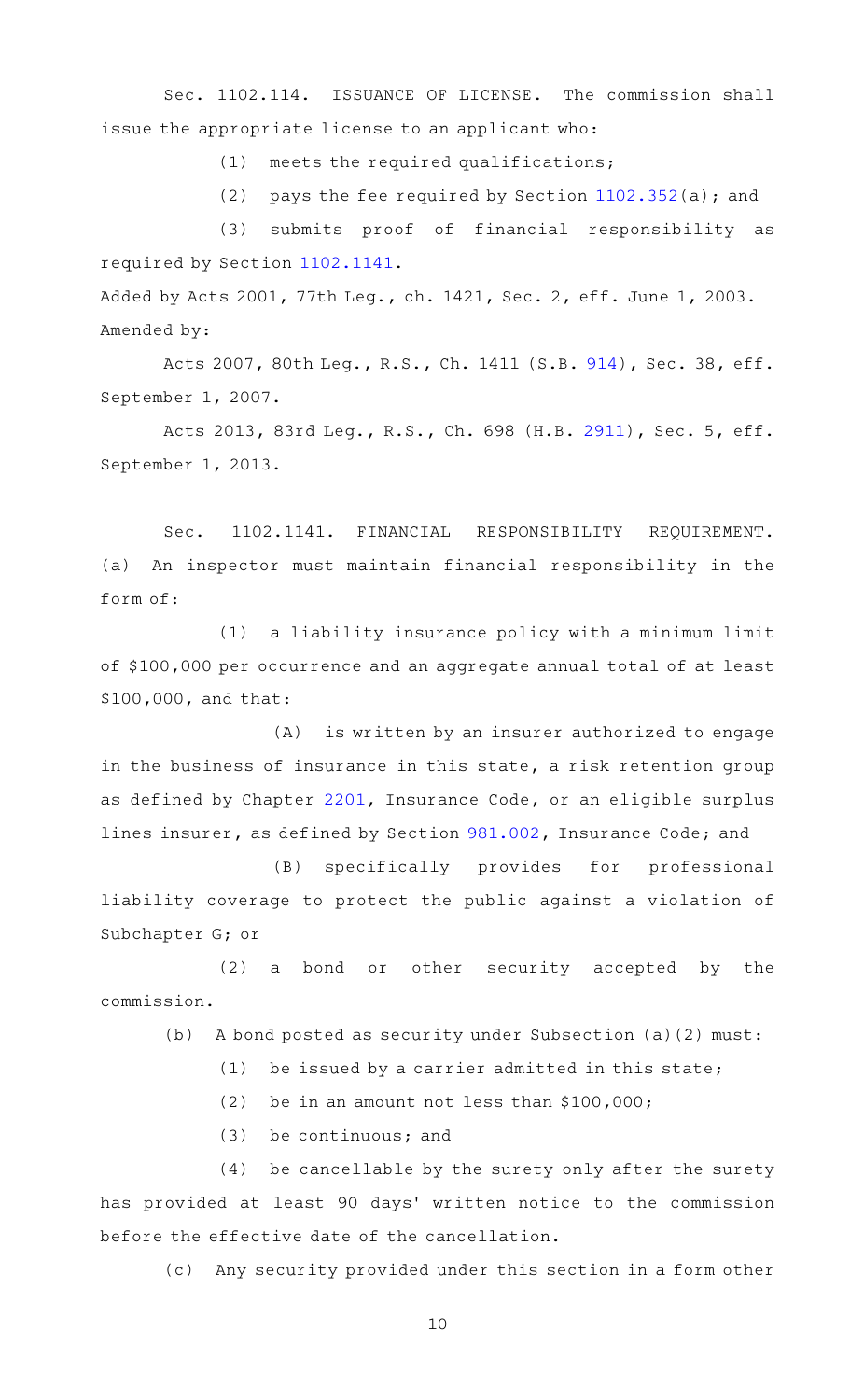Sec. 1102.114. ISSUANCE OF LICENSE. The commission shall issue the appropriate license to an applicant who:

(1) meets the required qualifications;

(2) pays the fee required by Section 1102.352(a); and

(3) submits proof of financial responsibility as required by Section 1102.1141.

Added by Acts 2001, 77th Leg., ch. 1421, Sec. 2, eff. June 1, 2003. Amended by:

Acts 2007, 80th Leg., R.S., Ch. 1411 (S.B. 914), Sec. 38, eff. September 1, 2007.

Acts 2013, 83rd Leg., R.S., Ch. 698 (H.B. 2911), Sec. 5, eff. September 1, 2013.

Sec. 1102.1141. FINANCIAL RESPONSIBILITY REQUIREMENT. (a) An inspector must maintain financial responsibility in the form of:

(1) a liability insurance policy with a minimum limit of $100,000 per occurrence and an aggregate annual total of at least $100,000, and that:

(A) is written by an insurer authorized to engage in the business of insurance in this state, a risk retention group as defined by Chapter 2201, Insurance Code, or an eligible surplus lines insurer, as defined by Section 981.002, Insurance Code; and

(B) specifically provides for professional liability coverage to protect the public against a violation of Subchapter G; or

(2) a bond or other security accepted by the commission.

(b) A bond posted as security under Subsection (a)(2) must:

(1) be issued by a carrier admitted in this state;

(2) be in an amount not less than $100,000;

(3) be continuous; and

(4) be cancellable by the surety only after the surety has provided at least 90 days' written notice to the commission before the effective date of the cancellation.

(c) Any security provided under this section in a form other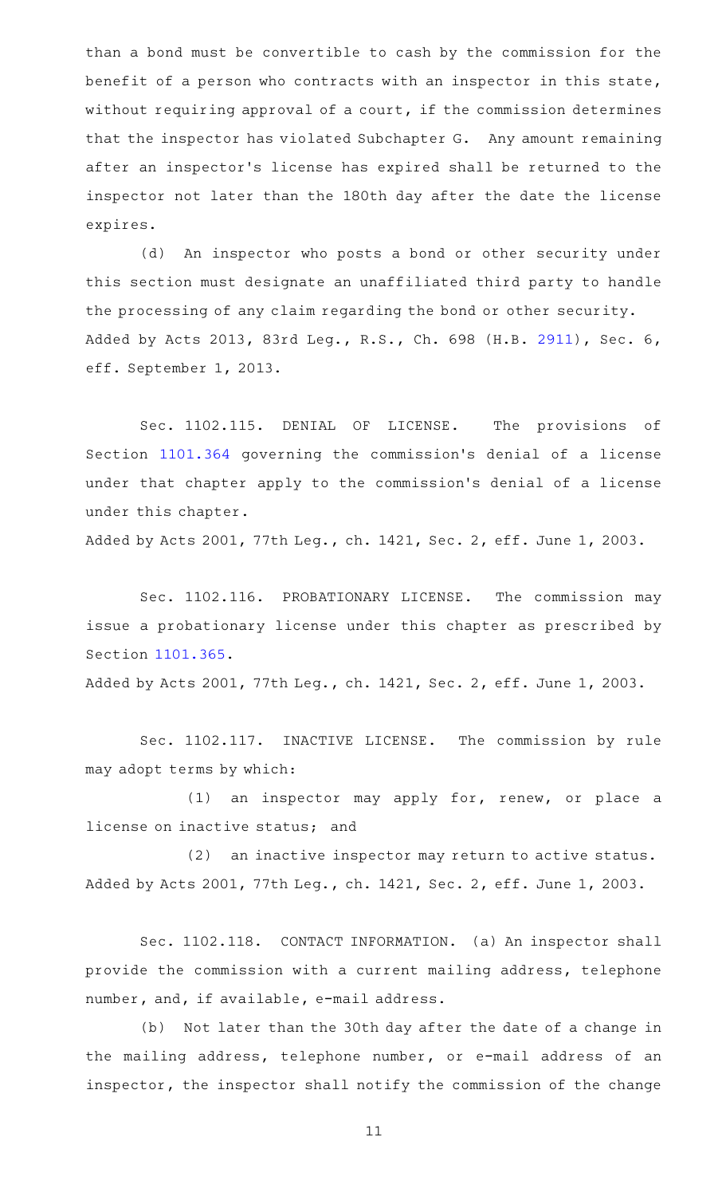than a bond must be convertible to cash by the commission for the benefit of a person who contracts with an inspector in this state, without requiring approval of a court, if the commission determines that the inspector has violated Subchapter G. Any amount remaining after an inspector's license has expired shall be returned to the inspector not later than the 180th day after the date the license expires.

(d) An inspector who posts a bond or other security under this section must designate an unaffiliated third party to handle the processing of any claim regarding the bond or other security.

Added by Acts 2013, 83rd Leg., R.S., Ch. 698 (H.B. 2911), Sec. 6, eff. September 1, 2013.

Sec. 1102.115. DENIAL OF LICENSE. The provisions of Section 1101.364 governing the commission's denial of a license under that chapter apply to the commission's denial of a license under this chapter.

Added by Acts 2001, 77th Leg., ch. 1421, Sec. 2, eff. June 1, 2003.

Sec. 1102.116. PROBATIONARY LICENSE. The commission may issue a probationary license under this chapter as prescribed by Section 1101.365.

Added by Acts 2001, 77th Leg., ch. 1421, Sec. 2, eff. June 1, 2003.

Sec. 1102.117. INACTIVE LICENSE. The commission by rule may adopt terms by which:

(1) an inspector may apply for, renew, or place a license on inactive status; and

(2) an inactive inspector may return to active status.

Added by Acts 2001, 77th Leg., ch. 1421, Sec. 2, eff. June 1, 2003.

Sec. 1102.118. CONTACT INFORMATION. (a) An inspector shall provide the commission with a current mailing address, telephone number, and, if available, e-mail address.

(b) Not later than the 30th day after the date of a change in the mailing address, telephone number, or e-mail address of an inspector, the inspector shall notify the commission of the change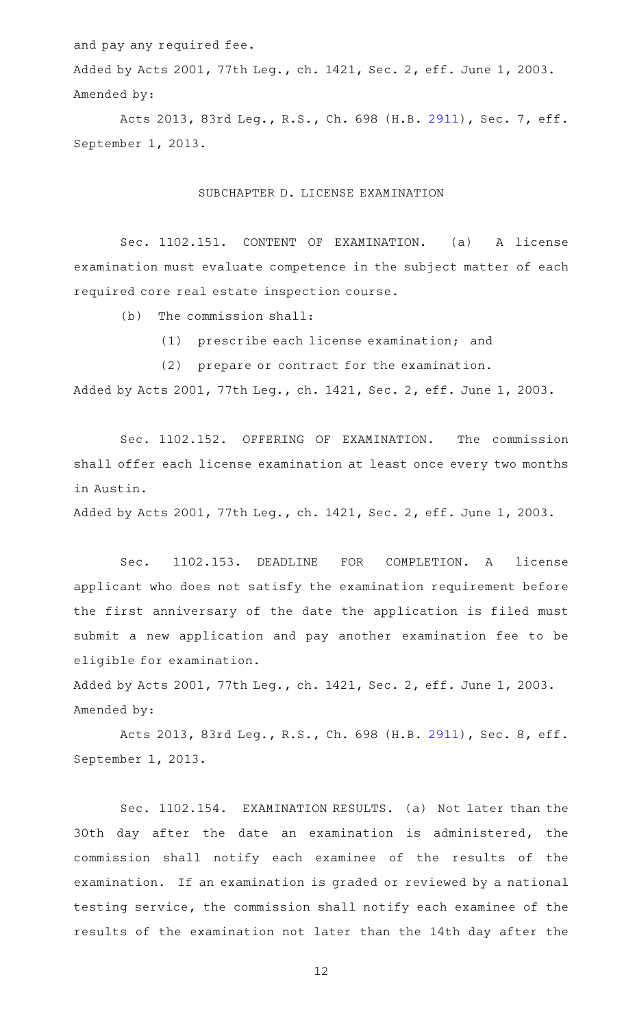and pay any required fee.

Added by Acts 2001, 77th Leg., ch. 1421, Sec. 2, eff. June 1, 2003.
Amended by:

Acts 2013, 83rd Leg., R.S., Ch. 698 (H.B. 2911), Sec. 7, eff. September 1, 2013.

## SUBCHAPTER D. LICENSE EXAMINATION

Sec. 1102.151. CONTENT OF EXAMINATION. (a) A license examination must evaluate competence in the subject matter of each required core real estate inspection course.

(b) The commission shall:

(1) prescribe each license examination; and

(2) prepare or contract for the examination.

Added by Acts 2001, 77th Leg., ch. 1421, Sec. 2, eff. June 1, 2003.

Sec. 1102.152. OFFERING OF EXAMINATION. The commission shall offer each license examination at least once every two months in Austin.

Added by Acts 2001, 77th Leg., ch. 1421, Sec. 2, eff. June 1, 2003.

Sec. 1102.153. DEADLINE FOR COMPLETION. A license applicant who does not satisfy the examination requirement before the first anniversary of the date the application is filed must submit a new application and pay another examination fee to be eligible for examination.

Added by Acts 2001, 77th Leg., ch. 1421, Sec. 2, eff. June 1, 2003.
Amended by:

Acts 2013, 83rd Leg., R.S., Ch. 698 (H.B. 2911), Sec. 8, eff. September 1, 2013.

Sec. 1102.154. EXAMINATION RESULTS. (a) Not later than the 30th day after the date an examination is administered, the commission shall notify each examinee of the results of the examination. If an examination is graded or reviewed by a national testing service, the commission shall notify each examinee of the results of the examination not later than the 14th day after the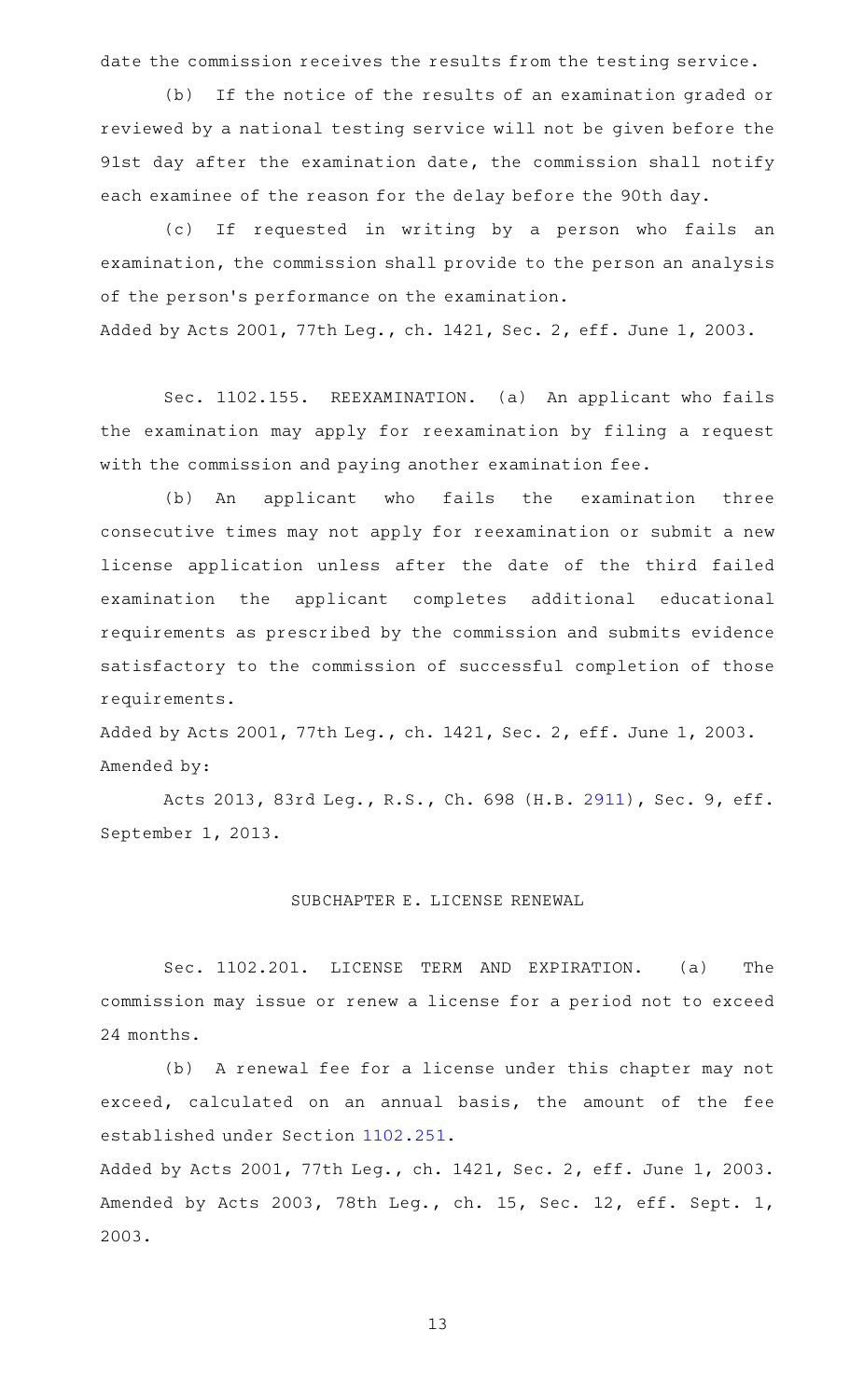date the commission receives the results from the testing service.

(b) If the notice of the results of an examination graded or reviewed by a national testing service will not be given before the 91st day after the examination date, the commission shall notify each examinee of the reason for the delay before the 90th day.

(c) If requested in writing by a person who fails an examination, the commission shall provide to the person an analysis of the person's performance on the examination.

Added by Acts 2001, 77th Leg., ch. 1421, Sec. 2, eff. June 1, 2003.

Sec. 1102.155. REEXAMINATION. (a) An applicant who fails the examination may apply for reexamination by filing a request with the commission and paying another examination fee.

(b) An applicant who fails the examination three consecutive times may not apply for reexamination or submit a new license application unless after the date of the third failed examination the applicant completes additional educational requirements as prescribed by the commission and submits evidence satisfactory to the commission of successful completion of those requirements.

Added by Acts 2001, 77th Leg., ch. 1421, Sec. 2, eff. June 1, 2003.
Amended by:

Acts 2013, 83rd Leg., R.S., Ch. 698 (H.B. 2911), Sec. 9, eff. September 1, 2013.

SUBCHAPTER E. LICENSE RENEWAL

Sec. 1102.201. LICENSE TERM AND EXPIRATION. (a) The commission may issue or renew a license for a period not to exceed 24 months.

(b) A renewal fee for a license under this chapter may not exceed, calculated on an annual basis, the amount of the fee established under Section 1102.251.

Added by Acts 2001, 77th Leg., ch. 1421, Sec. 2, eff. June 1, 2003. Amended by Acts 2003, 78th Leg., ch. 15, Sec. 12, eff. Sept. 1, 2003.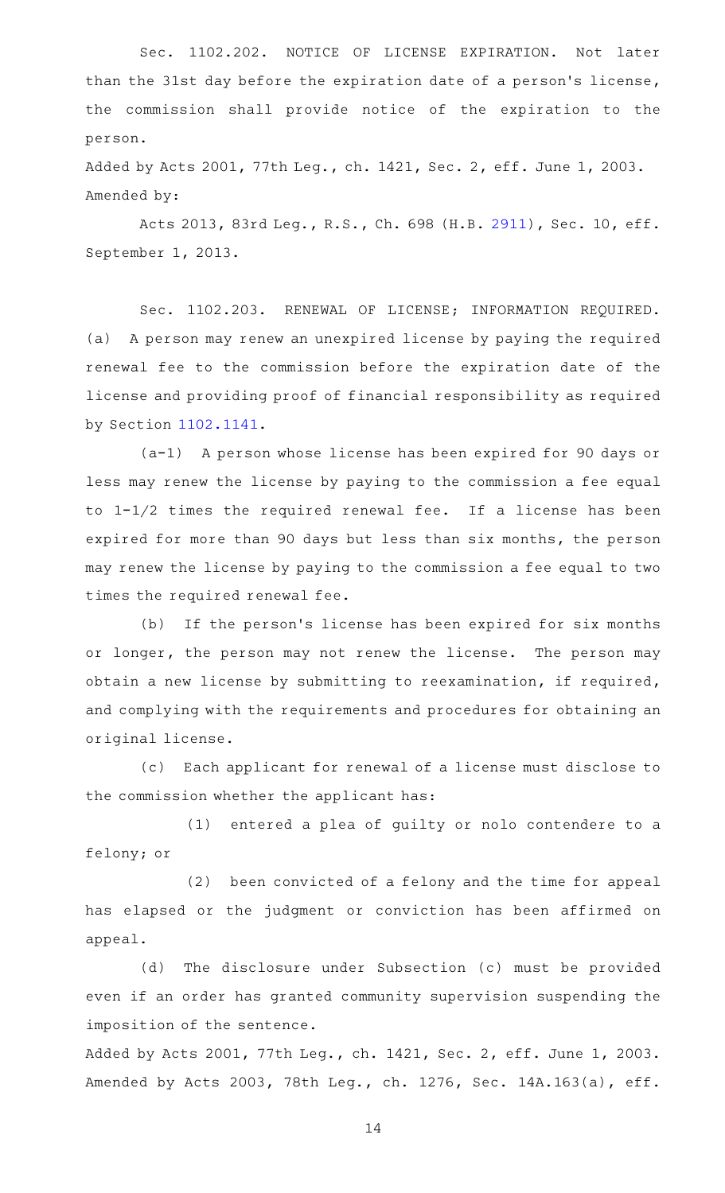Sec. 1102.202. NOTICE OF LICENSE EXPIRATION. Not later than the 31st day before the expiration date of a person's license, the commission shall provide notice of the expiration to the person.

Added by Acts 2001, 77th Leg., ch. 1421, Sec. 2, eff. June 1, 2003. Amended by:

Acts 2013, 83rd Leg., R.S., Ch. 698 (H.B. 2911), Sec. 10, eff. September 1, 2013.

Sec. 1102.203. RENEWAL OF LICENSE; INFORMATION REQUIRED. (a) A person may renew an unexpired license by paying the required renewal fee to the commission before the expiration date of the license and providing proof of financial responsibility as required by Section 1102.1141.

(a-1) A person whose license has been expired for 90 days or less may renew the license by paying to the commission a fee equal to 1-1/2 times the required renewal fee. If a license has been expired for more than 90 days but less than six months, the person may renew the license by paying to the commission a fee equal to two times the required renewal fee.

(b) If the person's license has been expired for six months or longer, the person may not renew the license. The person may obtain a new license by submitting to reexamination, if required, and complying with the requirements and procedures for obtaining an original license.

(c) Each applicant for renewal of a license must disclose to the commission whether the applicant has:

(1) entered a plea of guilty or nolo contendere to a felony; or

(2) been convicted of a felony and the time for appeal has elapsed or the judgment or conviction has been affirmed on appeal.

(d) The disclosure under Subsection (c) must be provided even if an order has granted community supervision suspending the imposition of the sentence.

Added by Acts 2001, 77th Leg., ch. 1421, Sec. 2, eff. June 1, 2003. Amended by Acts 2003, 78th Leg., ch. 1276, Sec. 14A.163(a), eff.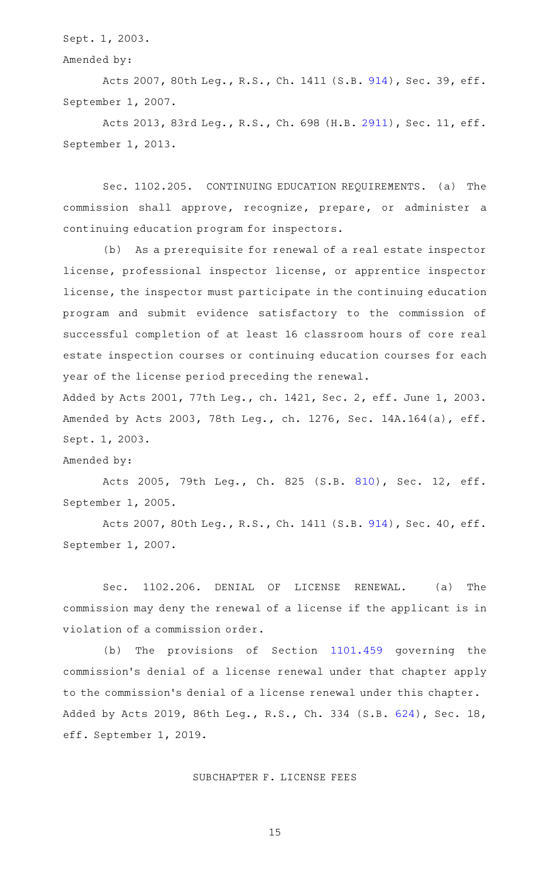Sept. 1, 2003.

Amended by:

Acts 2007, 80th Leg., R.S., Ch. 1411 (S.B. 914), Sec. 39, eff. September 1, 2007.

Acts 2013, 83rd Leg., R.S., Ch. 698 (H.B. 2911), Sec. 11, eff. September 1, 2013.

Sec. 1102.205. CONTINUING EDUCATION REQUIREMENTS. (a) The commission shall approve, recognize, prepare, or administer a continuing education program for inspectors.

(b) As a prerequisite for renewal of a real estate inspector license, professional inspector license, or apprentice inspector license, the inspector must participate in the continuing education program and submit evidence satisfactory to the commission of successful completion of at least 16 classroom hours of core real estate inspection courses or continuing education courses for each year of the license period preceding the renewal.

Added by Acts 2001, 77th Leg., ch. 1421, Sec. 2, eff. June 1, 2003. Amended by Acts 2003, 78th Leg., ch. 1276, Sec. 14A.164(a), eff. Sept. 1, 2003.

Amended by:

Acts 2005, 79th Leg., Ch. 825 (S.B. 810), Sec. 12, eff. September 1, 2005.

Acts 2007, 80th Leg., R.S., Ch. 1411 (S.B. 914), Sec. 40, eff. September 1, 2007.

Sec. 1102.206. DENIAL OF LICENSE RENEWAL. (a) The commission may deny the renewal of a license if the applicant is in violation of a commission order.

(b) The provisions of Section 1101.459 governing the commission's denial of a license renewal under that chapter apply to the commission's denial of a license renewal under this chapter.

Added by Acts 2019, 86th Leg., R.S., Ch. 334 (S.B. 624), Sec. 18, eff. September 1, 2019.

## SUBCHAPTER F. LICENSE FEES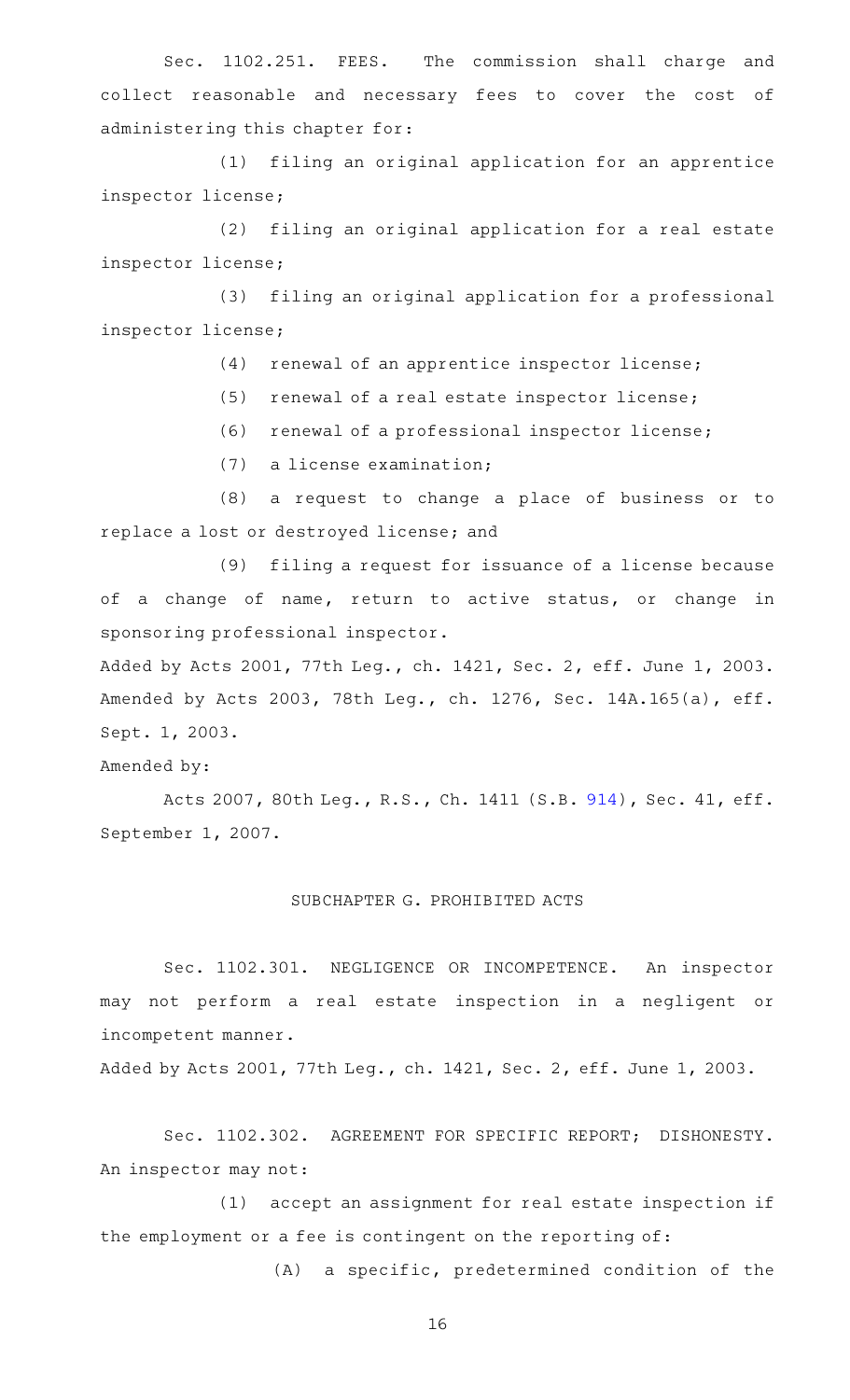Sec. 1102.251. FEES. The commission shall charge and collect reasonable and necessary fees to cover the cost of administering this chapter for:

(1) filing an original application for an apprentice inspector license;

(2) filing an original application for a real estate inspector license;

(3) filing an original application for a professional inspector license;

(4) renewal of an apprentice inspector license;

(5) renewal of a real estate inspector license;

(6) renewal of a professional inspector license;

(7) a license examination;

(8) a request to change a place of business or to replace a lost or destroyed license; and

(9) filing a request for issuance of a license because of a change of name, return to active status, or change in sponsoring professional inspector.

Added by Acts 2001, 77th Leg., ch. 1421, Sec. 2, eff. June 1, 2003. Amended by Acts 2003, 78th Leg., ch. 1276, Sec. 14A.165(a), eff. Sept. 1, 2003.

Amended by:

Acts 2007, 80th Leg., R.S., Ch. 1411 (S.B. 914), Sec. 41, eff. September 1, 2007.

## SUBCHAPTER G. PROHIBITED ACTS

Sec. 1102.301. NEGLIGENCE OR INCOMPETENCE. An inspector may not perform a real estate inspection in a negligent or incompetent manner.

Added by Acts 2001, 77th Leg., ch. 1421, Sec. 2, eff. June 1, 2003.

Sec. 1102.302. AGREEMENT FOR SPECIFIC REPORT; DISHONESTY. An inspector may not:

(1) accept an assignment for real estate inspection if the employment or a fee is contingent on the reporting of:

(A) a specific, predetermined condition of the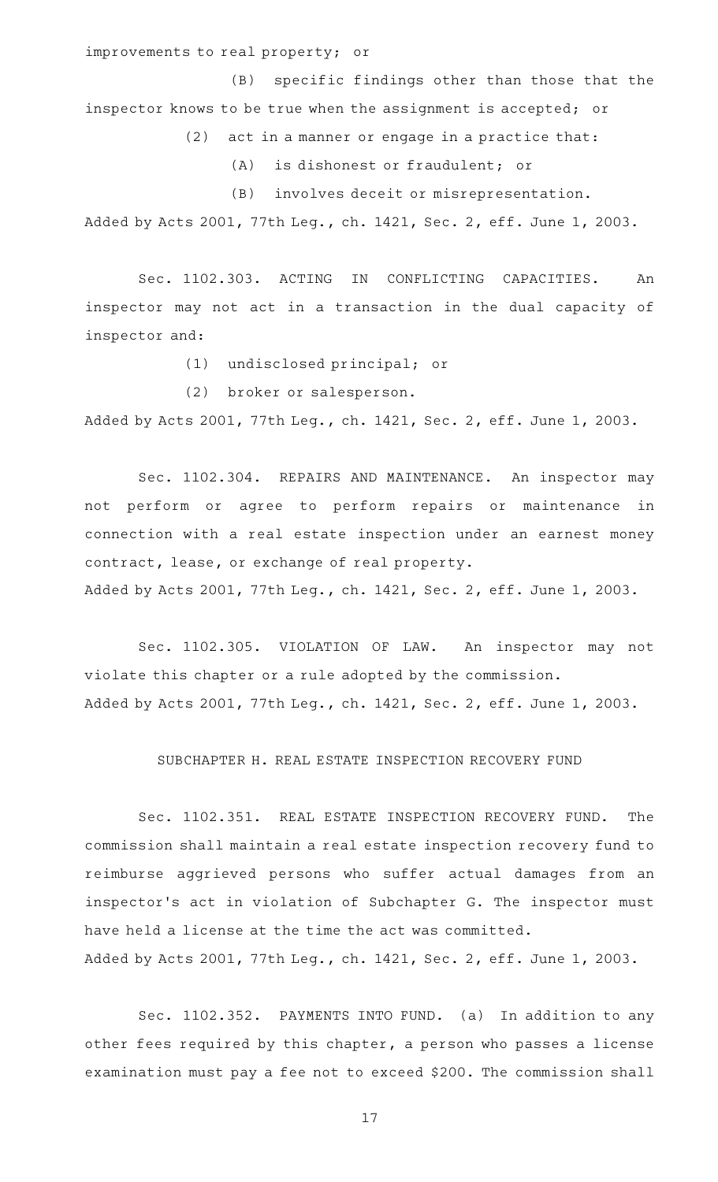improvements to real property; or

(B) specific findings other than those that the inspector knows to be true when the assignment is accepted; or

(2) act in a manner or engage in a practice that:

(A) is dishonest or fraudulent; or

(B) involves deceit or misrepresentation.

Added by Acts 2001, 77th Leg., ch. 1421, Sec. 2, eff. June 1, 2003.

Sec. 1102.303. ACTING IN CONFLICTING CAPACITIES. An inspector may not act in a transaction in the dual capacity of inspector and:

(1) undisclosed principal; or

(2) broker or salesperson.

Added by Acts 2001, 77th Leg., ch. 1421, Sec. 2, eff. June 1, 2003.

Sec. 1102.304. REPAIRS AND MAINTENANCE. An inspector may not perform or agree to perform repairs or maintenance in connection with a real estate inspection under an earnest money contract, lease, or exchange of real property.

Added by Acts 2001, 77th Leg., ch. 1421, Sec. 2, eff. June 1, 2003.

Sec. 1102.305. VIOLATION OF LAW. An inspector may not violate this chapter or a rule adopted by the commission.

Added by Acts 2001, 77th Leg., ch. 1421, Sec. 2, eff. June 1, 2003.

SUBCHAPTER H. REAL ESTATE INSPECTION RECOVERY FUND

Sec. 1102.351. REAL ESTATE INSPECTION RECOVERY FUND. The commission shall maintain a real estate inspection recovery fund to reimburse aggrieved persons who suffer actual damages from an inspector's act in violation of Subchapter G. The inspector must have held a license at the time the act was committed.

Added by Acts 2001, 77th Leg., ch. 1421, Sec. 2, eff. June 1, 2003.

Sec. 1102.352. PAYMENTS INTO FUND. (a) In addition to any other fees required by this chapter, a person who passes a license examination must pay a fee not to exceed $200. The commission shall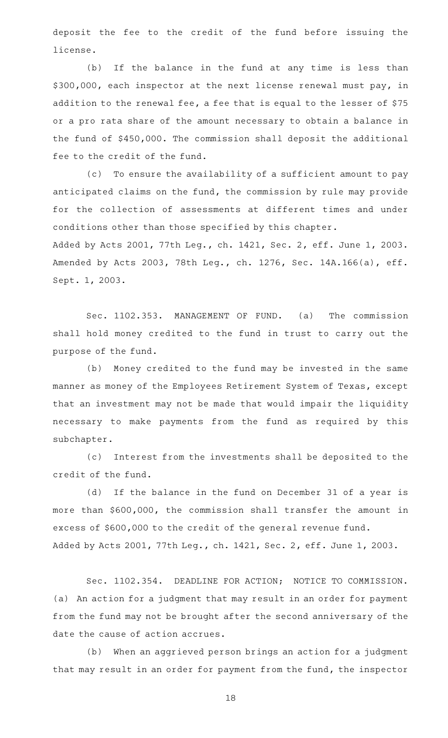deposit the fee to the credit of the fund before issuing the license.

(b) If the balance in the fund at any time is less than \$300,000, each inspector at the next license renewal must pay, in addition to the renewal fee, a fee that is equal to the lesser of \$75 or a pro rata share of the amount necessary to obtain a balance in the fund of \$450,000. The commission shall deposit the additional fee to the credit of the fund.

(c) To ensure the availability of a sufficient amount to pay anticipated claims on the fund, the commission by rule may provide for the collection of assessments at different times and under conditions other than those specified by this chapter.

Added by Acts 2001, 77th Leg., ch. 1421, Sec. 2, eff. June 1, 2003. Amended by Acts 2003, 78th Leg., ch. 1276, Sec. 14A.166(a), eff. Sept. 1, 2003.

Sec. 1102.353. MANAGEMENT OF FUND. (a) The commission shall hold money credited to the fund in trust to carry out the purpose of the fund.

(b) Money credited to the fund may be invested in the same manner as money of the Employees Retirement System of Texas, except that an investment may not be made that would impair the liquidity necessary to make payments from the fund as required by this subchapter.

(c) Interest from the investments shall be deposited to the credit of the fund.

(d) If the balance in the fund on December 31 of a year is more than \$600,000, the commission shall transfer the amount in excess of \$600,000 to the credit of the general revenue fund.

Added by Acts 2001, 77th Leg., ch. 1421, Sec. 2, eff. June 1, 2003.

Sec. 1102.354. DEADLINE FOR ACTION; NOTICE TO COMMISSION. (a) An action for a judgment that may result in an order for payment from the fund may not be brought after the second anniversary of the date the cause of action accrues.

(b) When an aggrieved person brings an action for a judgment that may result in an order for payment from the fund, the inspector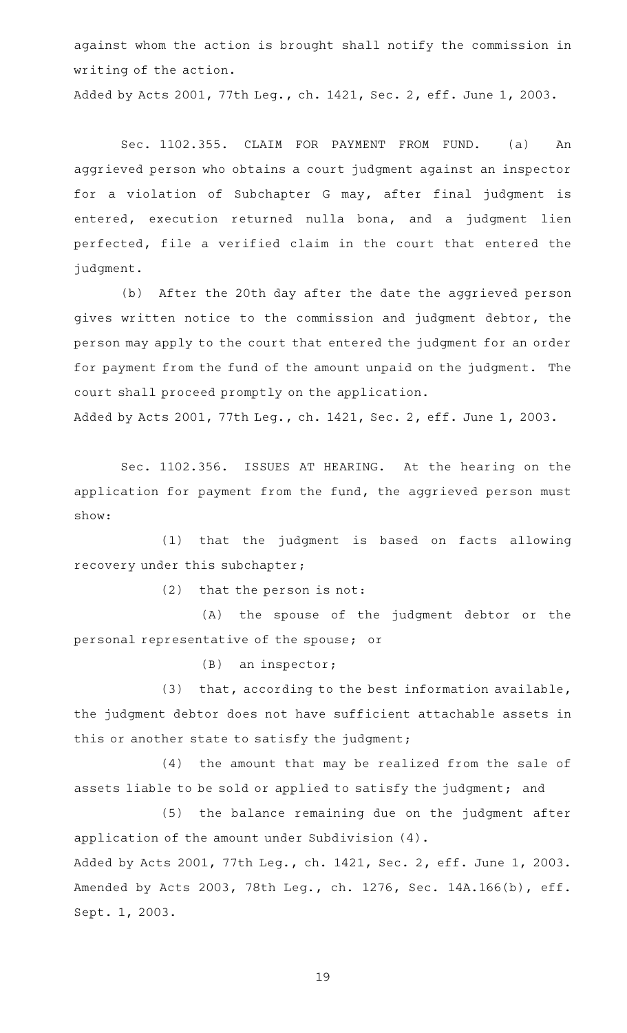against whom the action is brought shall notify the commission in writing of the action.

Added by Acts 2001, 77th Leg., ch. 1421, Sec. 2, eff. June 1, 2003.

Sec. 1102.355. CLAIM FOR PAYMENT FROM FUND. (a) An aggrieved person who obtains a court judgment against an inspector for a violation of Subchapter G may, after final judgment is entered, execution returned nulla bona, and a judgment lien perfected, file a verified claim in the court that entered the judgment.

(b) After the 20th day after the date the aggrieved person gives written notice to the commission and judgment debtor, the person may apply to the court that entered the judgment for an order for payment from the fund of the amount unpaid on the judgment. The court shall proceed promptly on the application.

Added by Acts 2001, 77th Leg., ch. 1421, Sec. 2, eff. June 1, 2003.

Sec. 1102.356. ISSUES AT HEARING. At the hearing on the application for payment from the fund, the aggrieved person must show:

(1) that the judgment is based on facts allowing recovery under this subchapter;

(2) that the person is not:

(A) the spouse of the judgment debtor or the personal representative of the spouse; or

(B) an inspector;

(3) that, according to the best information available, the judgment debtor does not have sufficient attachable assets in this or another state to satisfy the judgment;

(4) the amount that may be realized from the sale of assets liable to be sold or applied to satisfy the judgment; and

(5) the balance remaining due on the judgment after application of the amount under Subdivision (4).

Added by Acts 2001, 77th Leg., ch. 1421, Sec. 2, eff. June 1, 2003.
Amended by Acts 2003, 78th Leg., ch. 1276, Sec. 14A.166(b), eff. Sept. 1, 2003.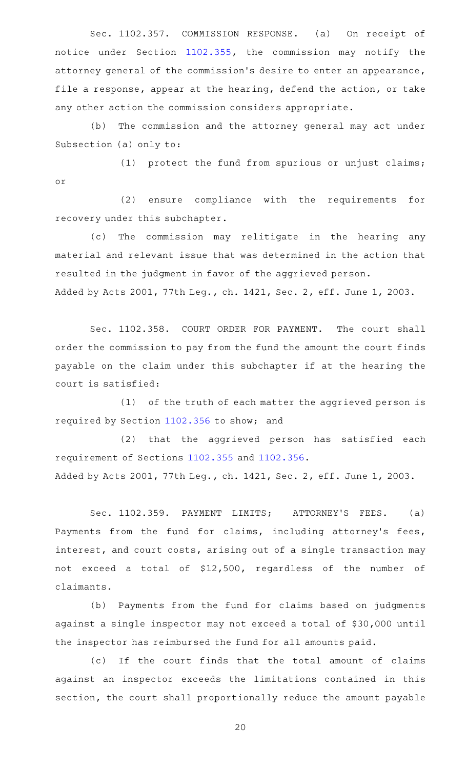Sec. 1102.357. COMMISSION RESPONSE. (a) On receipt of notice under Section 1102.355, the commission may notify the attorney general of the commission's desire to enter an appearance, file a response, appear at the hearing, defend the action, or take any other action the commission considers appropriate.

(b) The commission and the attorney general may act under Subsection (a) only to:

(1) protect the fund from spurious or unjust claims; or

(2) ensure compliance with the requirements for recovery under this subchapter.

(c) The commission may relitigate in the hearing any material and relevant issue that was determined in the action that resulted in the judgment in favor of the aggrieved person.

Added by Acts 2001, 77th Leg., ch. 1421, Sec. 2, eff. June 1, 2003.

Sec. 1102.358. COURT ORDER FOR PAYMENT. The court shall order the commission to pay from the fund the amount the court finds payable on the claim under this subchapter if at the hearing the court is satisfied:

(1) of the truth of each matter the aggrieved person is required by Section 1102.356 to show; and

(2) that the aggrieved person has satisfied each requirement of Sections 1102.355 and 1102.356.

Added by Acts 2001, 77th Leg., ch. 1421, Sec. 2, eff. June 1, 2003.

Sec. 1102.359. PAYMENT LIMITS; ATTORNEY'S FEES. (a) Payments from the fund for claims, including attorney's fees, interest, and court costs, arising out of a single transaction may not exceed a total of $12,500, regardless of the number of claimants.

(b) Payments from the fund for claims based on judgments against a single inspector may not exceed a total of $30,000 until the inspector has reimbursed the fund for all amounts paid.

(c) If the court finds that the total amount of claims against an inspector exceeds the limitations contained in this section, the court shall proportionally reduce the amount payable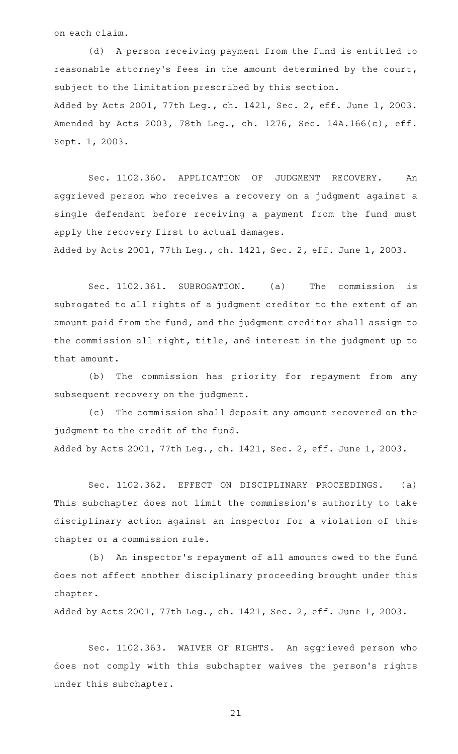on each claim.

(d) A person receiving payment from the fund is entitled to reasonable attorney's fees in the amount determined by the court, subject to the limitation prescribed by this section.

Added by Acts 2001, 77th Leg., ch. 1421, Sec. 2, eff. June 1, 2003. Amended by Acts 2003, 78th Leg., ch. 1276, Sec. 14A.166(c), eff. Sept. 1, 2003.

Sec. 1102.360. APPLICATION OF JUDGMENT RECOVERY. An aggrieved person who receives a recovery on a judgment against a single defendant before receiving a payment from the fund must apply the recovery first to actual damages.

Added by Acts 2001, 77th Leg., ch. 1421, Sec. 2, eff. June 1, 2003.

Sec. 1102.361. SUBROGATION. (a) The commission is subrogated to all rights of a judgment creditor to the extent of an amount paid from the fund, and the judgment creditor shall assign to the commission all right, title, and interest in the judgment up to that amount.

(b) The commission has priority for repayment from any subsequent recovery on the judgment.

(c) The commission shall deposit any amount recovered on the judgment to the credit of the fund.

Added by Acts 2001, 77th Leg., ch. 1421, Sec. 2, eff. June 1, 2003.

Sec. 1102.362. EFFECT ON DISCIPLINARY PROCEEDINGS. (a) This subchapter does not limit the commission's authority to take disciplinary action against an inspector for a violation of this chapter or a commission rule.

(b) An inspector's repayment of all amounts owed to the fund does not affect another disciplinary proceeding brought under this chapter.

Added by Acts 2001, 77th Leg., ch. 1421, Sec. 2, eff. June 1, 2003.

Sec. 1102.363. WAIVER OF RIGHTS. An aggrieved person who does not comply with this subchapter waives the person's rights under this subchapter.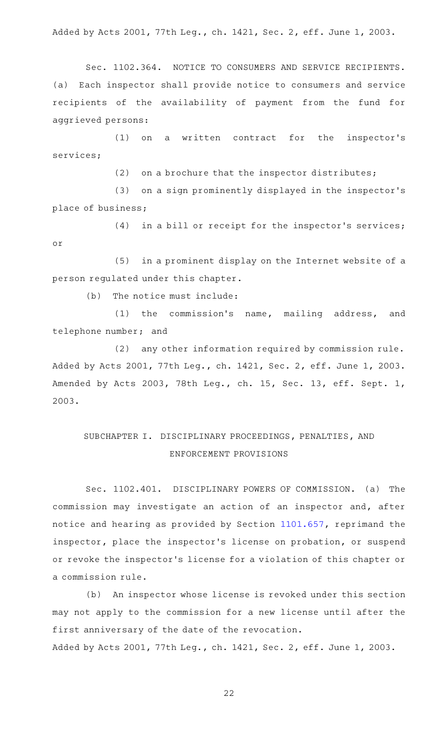Added by Acts 2001, 77th Leg., ch. 1421, Sec. 2, eff. June 1, 2003.

Sec. 1102.364. NOTICE TO CONSUMERS AND SERVICE RECIPIENTS. (a) Each inspector shall provide notice to consumers and service recipients of the availability of payment from the fund for aggrieved persons:

(1) on a written contract for the inspector's services;

(2) on a brochure that the inspector distributes;

(3) on a sign prominently displayed in the inspector's place of business;

(4) in a bill or receipt for the inspector's services; or

(5) in a prominent display on the Internet website of a person regulated under this chapter.

(b) The notice must include:

(1) the commission's name, mailing address, and telephone number; and

(2) any other information required by commission rule.

Added by Acts 2001, 77th Leg., ch. 1421, Sec. 2, eff. June 1, 2003. Amended by Acts 2003, 78th Leg., ch. 15, Sec. 13, eff. Sept. 1, 2003.

## SUBCHAPTER I. DISCIPLINARY PROCEEDINGS, PENALTIES, AND ENFORCEMENT PROVISIONS

Sec. 1102.401. DISCIPLINARY POWERS OF COMMISSION. (a) The commission may investigate an action of an inspector and, after notice and hearing as provided by Section 1101.657, reprimand the inspector, place the inspector's license on probation, or suspend or revoke the inspector's license for a violation of this chapter or a commission rule.

(b) An inspector whose license is revoked under this section may not apply to the commission for a new license until after the first anniversary of the date of the revocation.

Added by Acts 2001, 77th Leg., ch. 1421, Sec. 2, eff. June 1, 2003.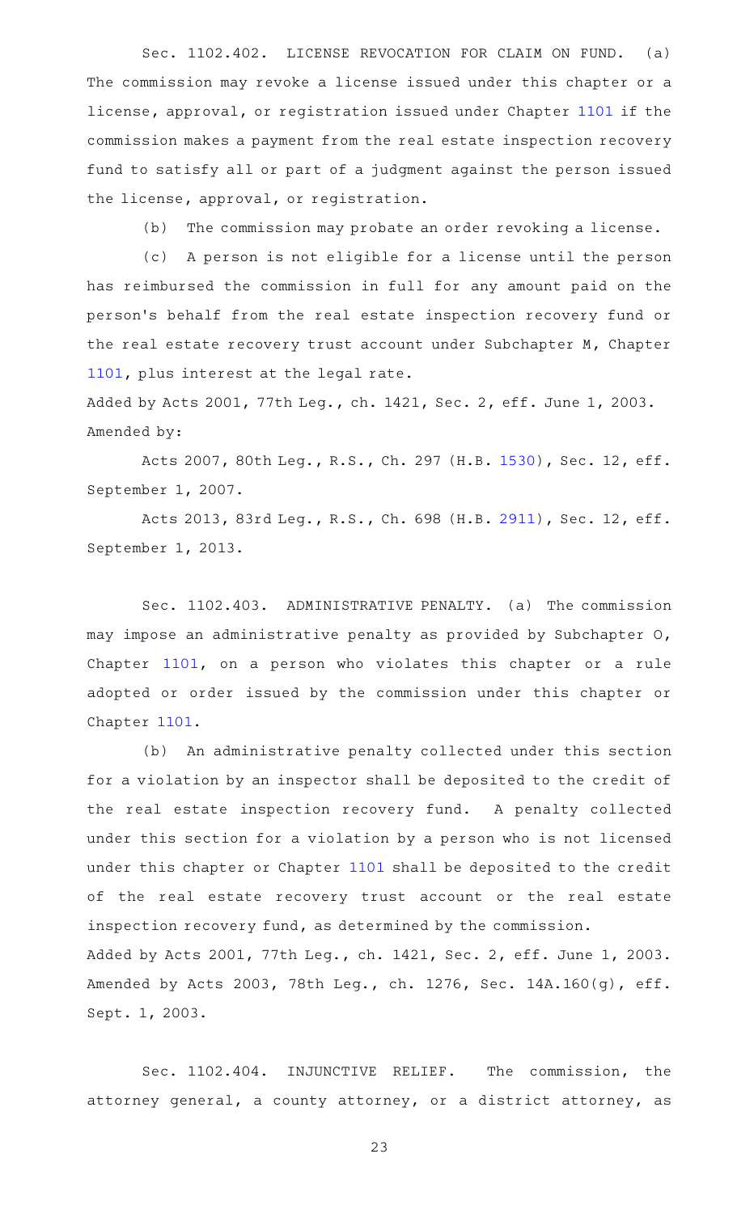Sec. 1102.402. LICENSE REVOCATION FOR CLAIM ON FUND. (a) The commission may revoke a license issued under this chapter or a license, approval, or registration issued under Chapter 1101 if the commission makes a payment from the real estate inspection recovery fund to satisfy all or part of a judgment against the person issued the license, approval, or registration.

(b) The commission may probate an order revoking a license.

(c) A person is not eligible for a license until the person has reimbursed the commission in full for any amount paid on the person's behalf from the real estate inspection recovery fund or the real estate recovery trust account under Subchapter M, Chapter 1101, plus interest at the legal rate.

Added by Acts 2001, 77th Leg., ch. 1421, Sec. 2, eff. June 1, 2003.
Amended by:

Acts 2007, 80th Leg., R.S., Ch. 297 (H.B. 1530), Sec. 12, eff. September 1, 2007.

Acts 2013, 83rd Leg., R.S., Ch. 698 (H.B. 2911), Sec. 12, eff. September 1, 2013.

Sec. 1102.403. ADMINISTRATIVE PENALTY. (a) The commission may impose an administrative penalty as provided by Subchapter O, Chapter 1101, on a person who violates this chapter or a rule adopted or order issued by the commission under this chapter or Chapter 1101.

(b) An administrative penalty collected under this section for a violation by an inspector shall be deposited to the credit of the real estate inspection recovery fund. A penalty collected under this section for a violation by a person who is not licensed under this chapter or Chapter 1101 shall be deposited to the credit of the real estate recovery trust account or the real estate inspection recovery fund, as determined by the commission.

Added by Acts 2001, 77th Leg., ch. 1421, Sec. 2, eff. June 1, 2003.
Amended by Acts 2003, 78th Leg., ch. 1276, Sec. 14A.160(g), eff. Sept. 1, 2003.

Sec. 1102.404. INJUNCTIVE RELIEF. The commission, the attorney general, a county attorney, or a district attorney, as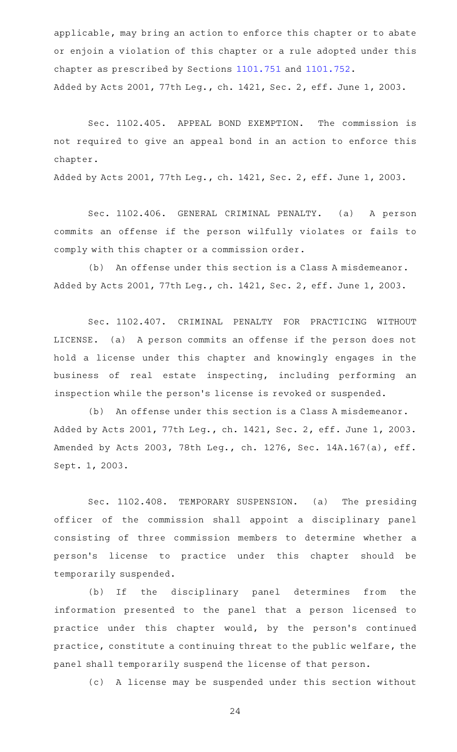applicable, may bring an action to enforce this chapter or to abate or enjoin a violation of this chapter or a rule adopted under this chapter as prescribed by Sections 1101.751 and 1101.752.

Added by Acts 2001, 77th Leg., ch. 1421, Sec. 2, eff. June 1, 2003.

Sec. 1102.405. APPEAL BOND EXEMPTION. The commission is not required to give an appeal bond in an action to enforce this chapter.

Added by Acts 2001, 77th Leg., ch. 1421, Sec. 2, eff. June 1, 2003.

Sec. 1102.406. GENERAL CRIMINAL PENALTY. (a) A person commits an offense if the person wilfully violates or fails to comply with this chapter or a commission order.

(b) An offense under this section is a Class A misdemeanor.

Added by Acts 2001, 77th Leg., ch. 1421, Sec. 2, eff. June 1, 2003.

Sec. 1102.407. CRIMINAL PENALTY FOR PRACTICING WITHOUT LICENSE. (a) A person commits an offense if the person does not hold a license under this chapter and knowingly engages in the business of real estate inspecting, including performing an inspection while the person's license is revoked or suspended.

(b) An offense under this section is a Class A misdemeanor.

Added by Acts 2001, 77th Leg., ch. 1421, Sec. 2, eff. June 1, 2003.
Amended by Acts 2003, 78th Leg., ch. 1276, Sec. 14A.167(a), eff. Sept. 1, 2003.

Sec. 1102.408. TEMPORARY SUSPENSION. (a) The presiding officer of the commission shall appoint a disciplinary panel consisting of three commission members to determine whether a person's license to practice under this chapter should be temporarily suspended.

(b) If the disciplinary panel determines from the information presented to the panel that a person licensed to practice under this chapter would, by the person's continued practice, constitute a continuing threat to the public welfare, the panel shall temporarily suspend the license of that person.

(c) A license may be suspended under this section without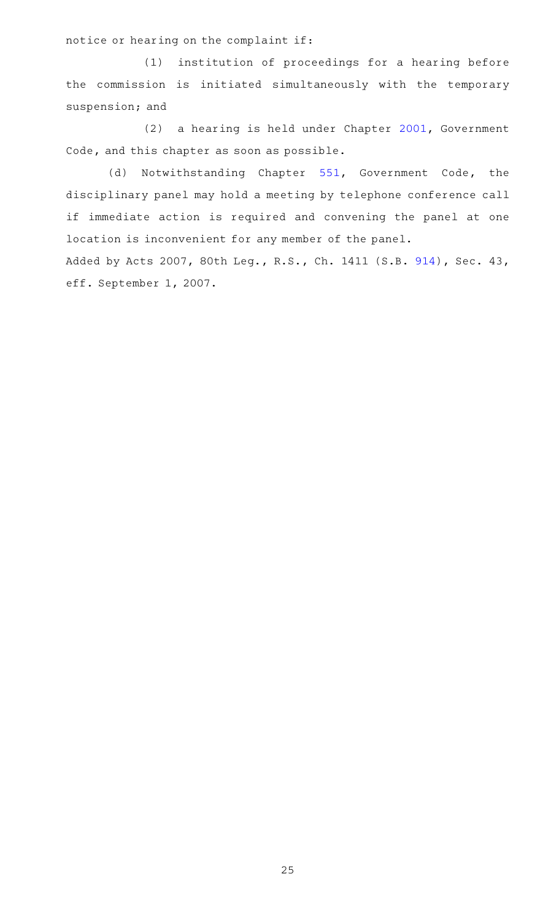notice or hearing on the complaint if:

(1) institution of proceedings for a hearing before the commission is initiated simultaneously with the temporary suspension; and

(2) a hearing is held under Chapter 2001, Government Code, and this chapter as soon as possible.

(d) Notwithstanding Chapter 551, Government Code, the disciplinary panel may hold a meeting by telephone conference call if immediate action is required and convening the panel at one location is inconvenient for any member of the panel.

Added by Acts 2007, 80th Leg., R.S., Ch. 1411 (S.B. 914), Sec. 43, eff. September 1, 2007.